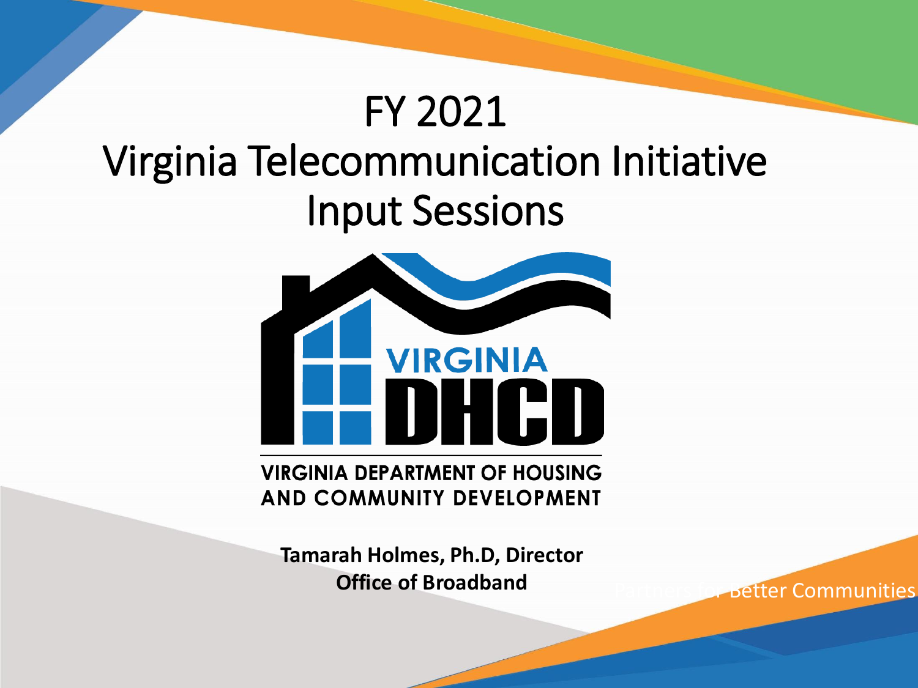# FY 2021 Virginia Telecommunication Initiative Input Sessions

VIRGINIA DHCD

VIRGINIA DEPARTMENT OF HOUSING AND COMMUNITY DEVELOPMENT

**Tamarah Holmes, Ph.D, Director**
**Office of Broadband**

Partners for Better Communities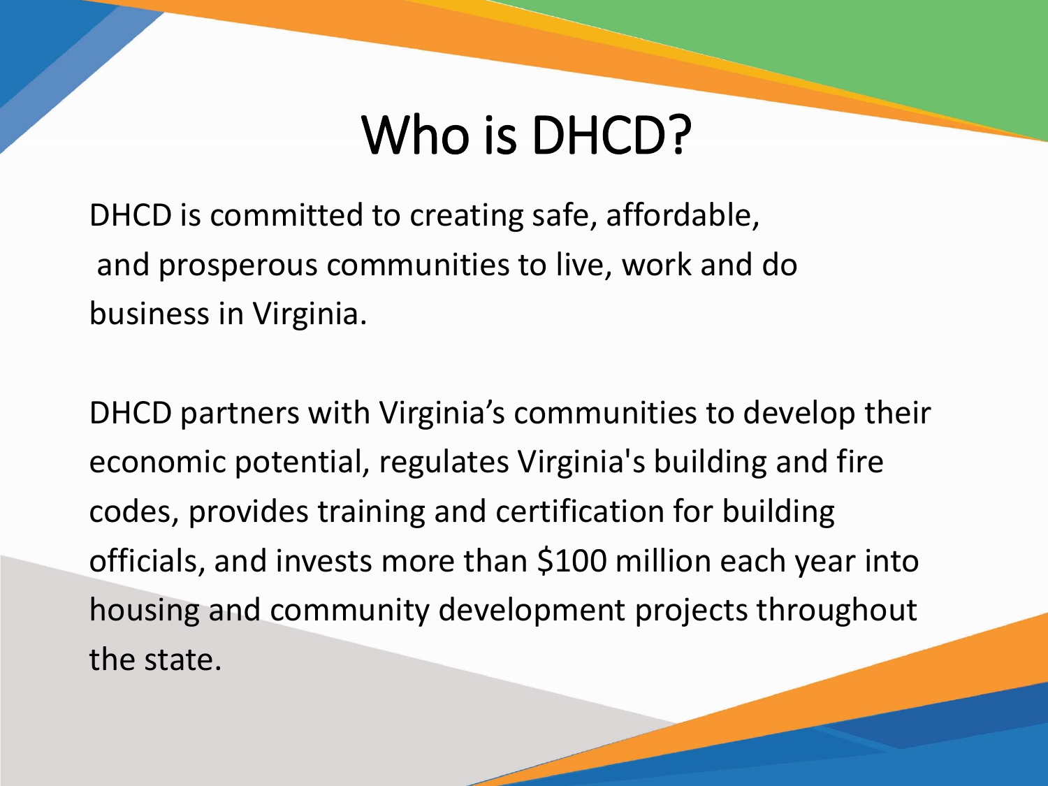# Who is DHCD?

DHCD is committed to creating safe, affordable, and prosperous communities to live, work and do business in Virginia.

DHCD partners with Virginia's communities to develop their economic potential, regulates Virginia's building and fire codes, provides training and certification for building officials, and invests more than $100 million each year into housing and community development projects throughout the state.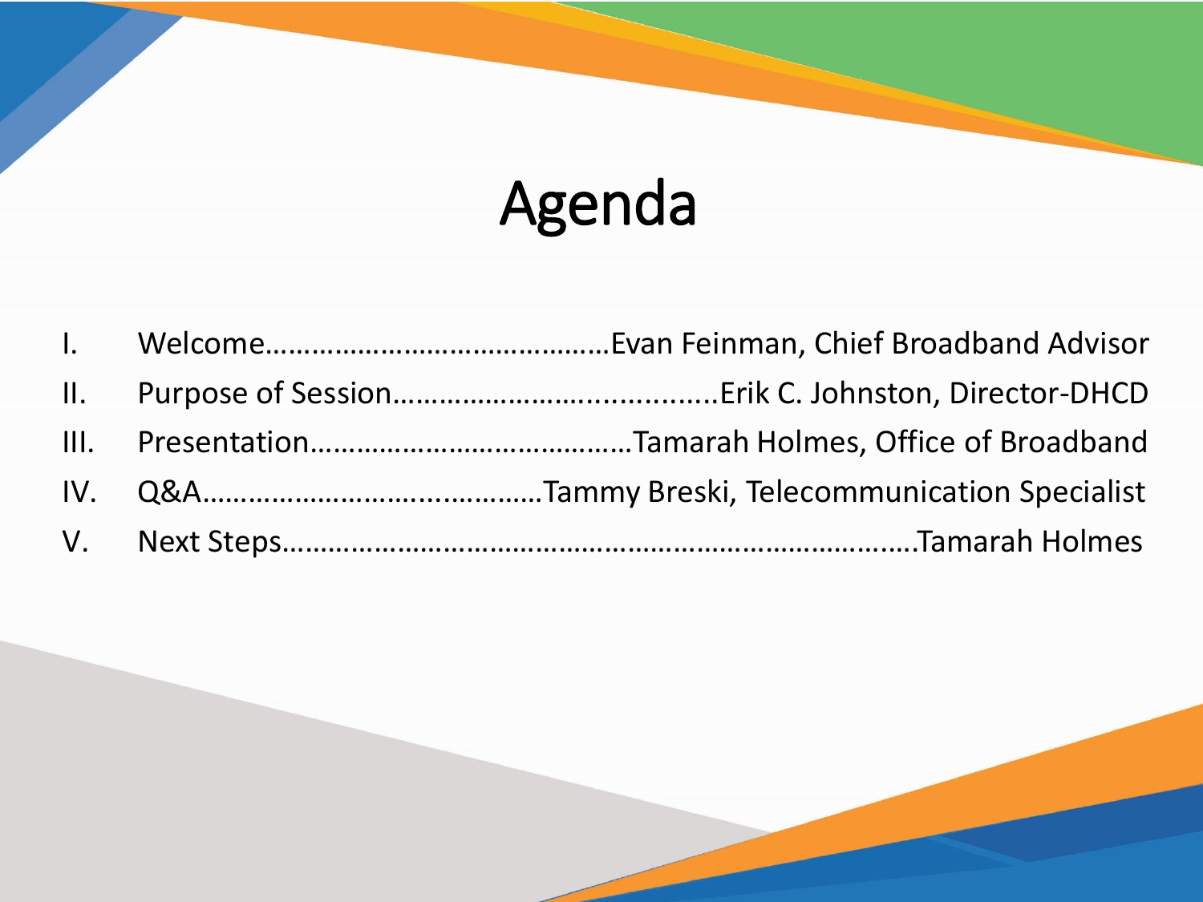# Agenda

I. Welcome……………………………………Evan Feinman, Chief Broadband Advisor

II. Purpose of Session…………………...............Erik C. Johnston, Director-DHCD

III. Presentation…………………………………Tamarah Holmes, Office of Broadband

IV. Q&A………………………….............Tammy Breski, Telecommunication Specialist

V. Next Steps……………………………………………………………….Tamarah Holmes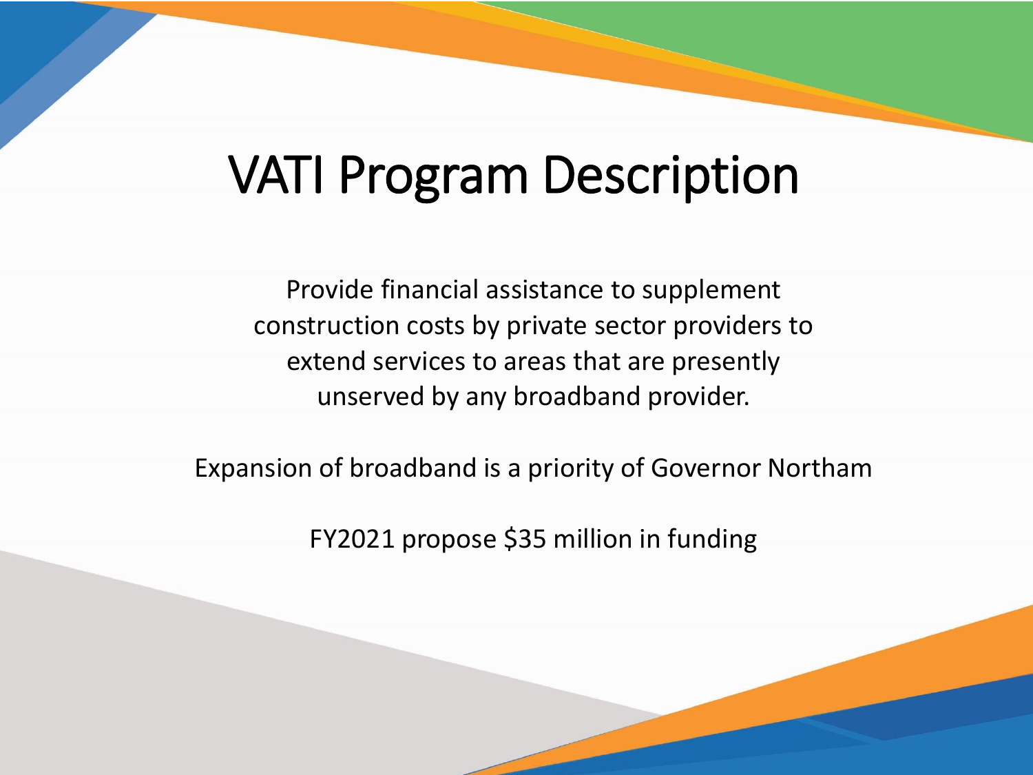# VATI Program Description

Provide financial assistance to supplement construction costs by private sector providers to extend services to areas that are presently unserved by any broadband provider.

Expansion of broadband is a priority of Governor Northam

FY2021 propose $35 million in funding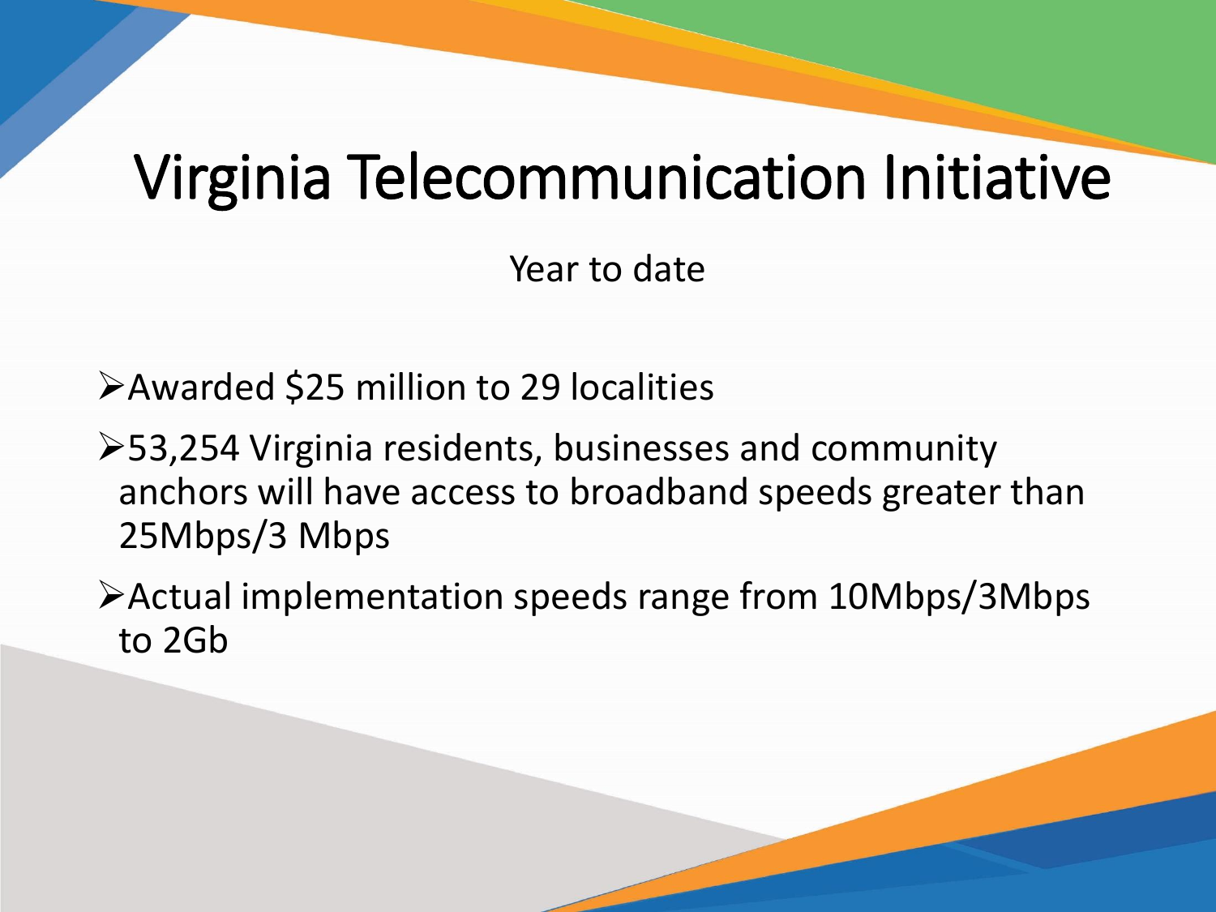# Virginia Telecommunication Initiative

Year to date

- Awarded $25 million to 29 localities
- 53,254 Virginia residents, businesses and community anchors will have access to broadband speeds greater than 25Mbps/3 Mbps
- Actual implementation speeds range from 10Mbps/3Mbps to 2Gb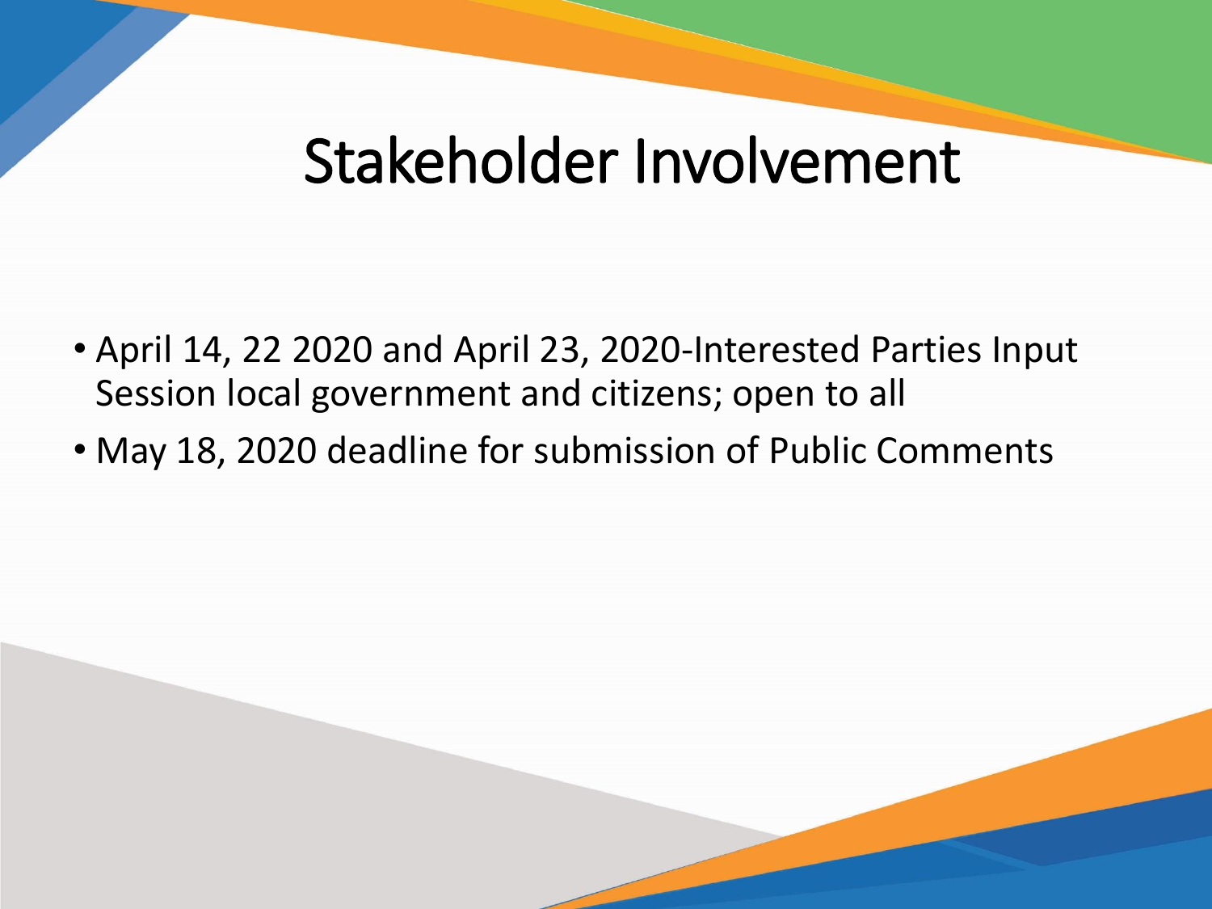# Stakeholder Involvement

- April 14, 22 2020 and April 23, 2020-Interested Parties Input Session local government and citizens; open to all
- May 18, 2020 deadline for submission of Public Comments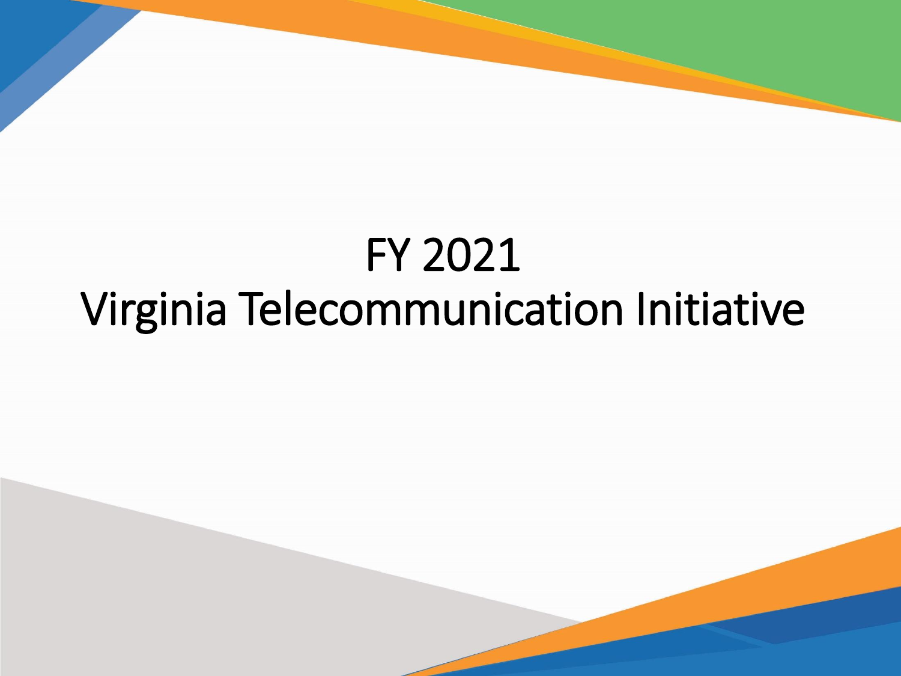# FY 2021
# Virginia Telecommunication Initiative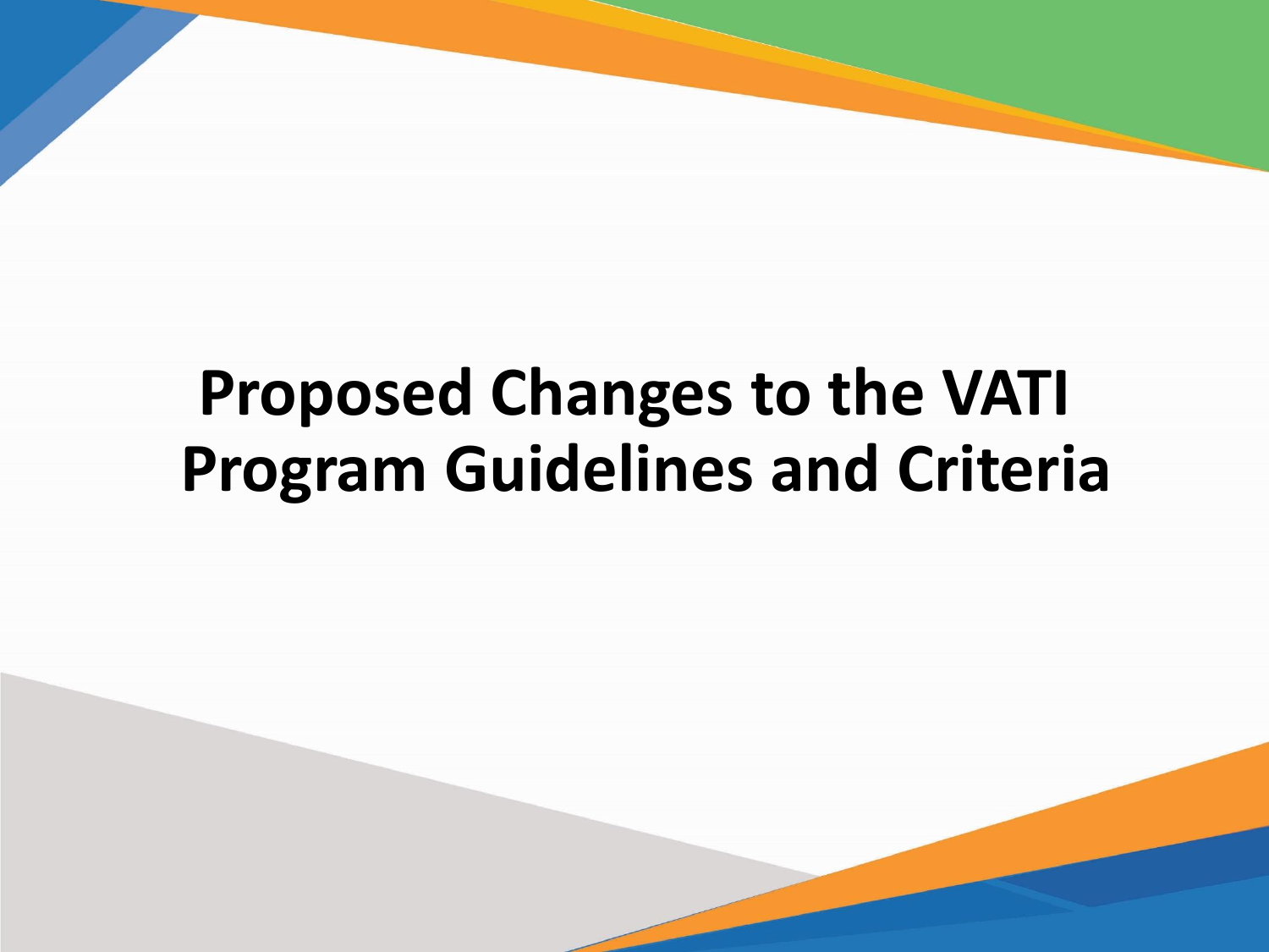# Proposed Changes to the VATI Program Guidelines and Criteria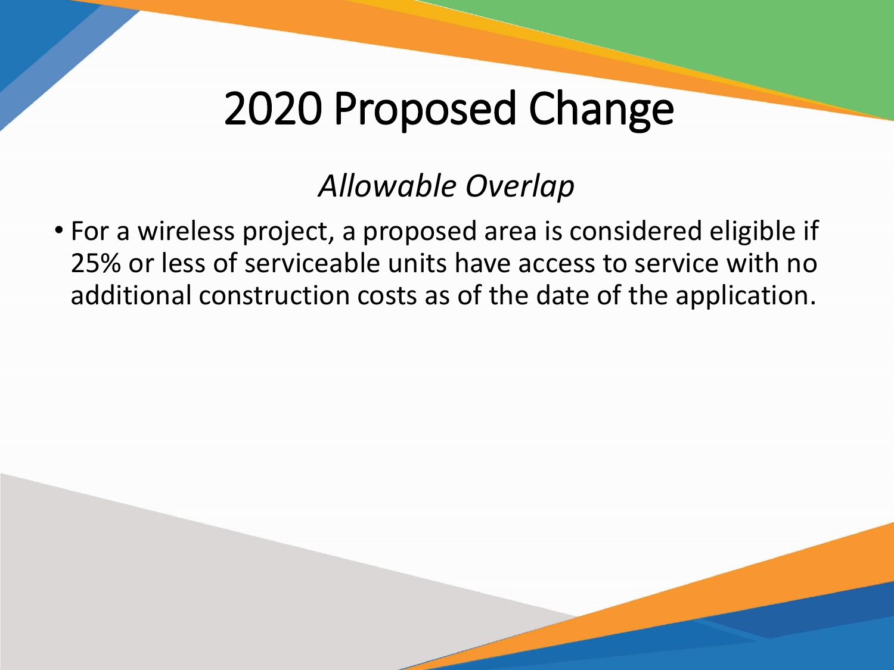# 2020 Proposed Change

*Allowable Overlap*

- For a wireless project, a proposed area is considered eligible if 25% or less of serviceable units have access to service with no additional construction costs as of the date of the application.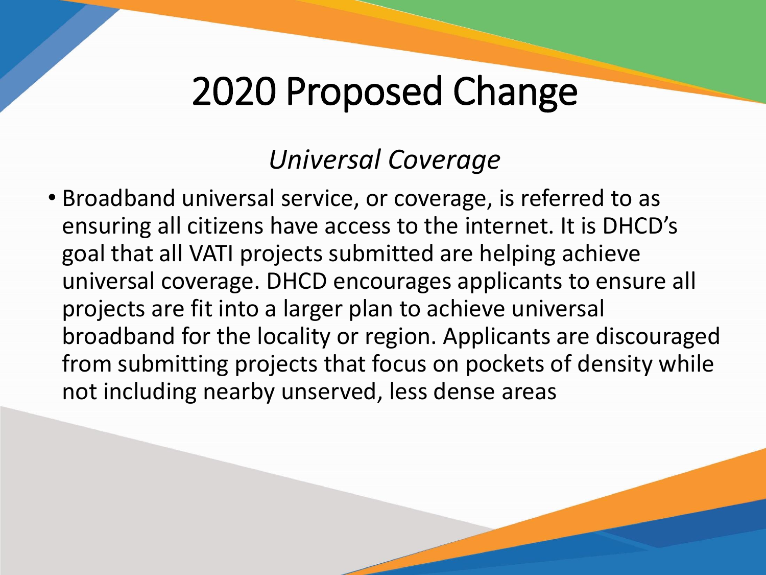# 2020 Proposed Change

*Universal Coverage*

- Broadband universal service, or coverage, is referred to as ensuring all citizens have access to the internet. It is DHCD's goal that all VATI projects submitted are helping achieve universal coverage. DHCD encourages applicants to ensure all projects are fit into a larger plan to achieve universal broadband for the locality or region. Applicants are discouraged from submitting projects that focus on pockets of density while not including nearby unserved, less dense areas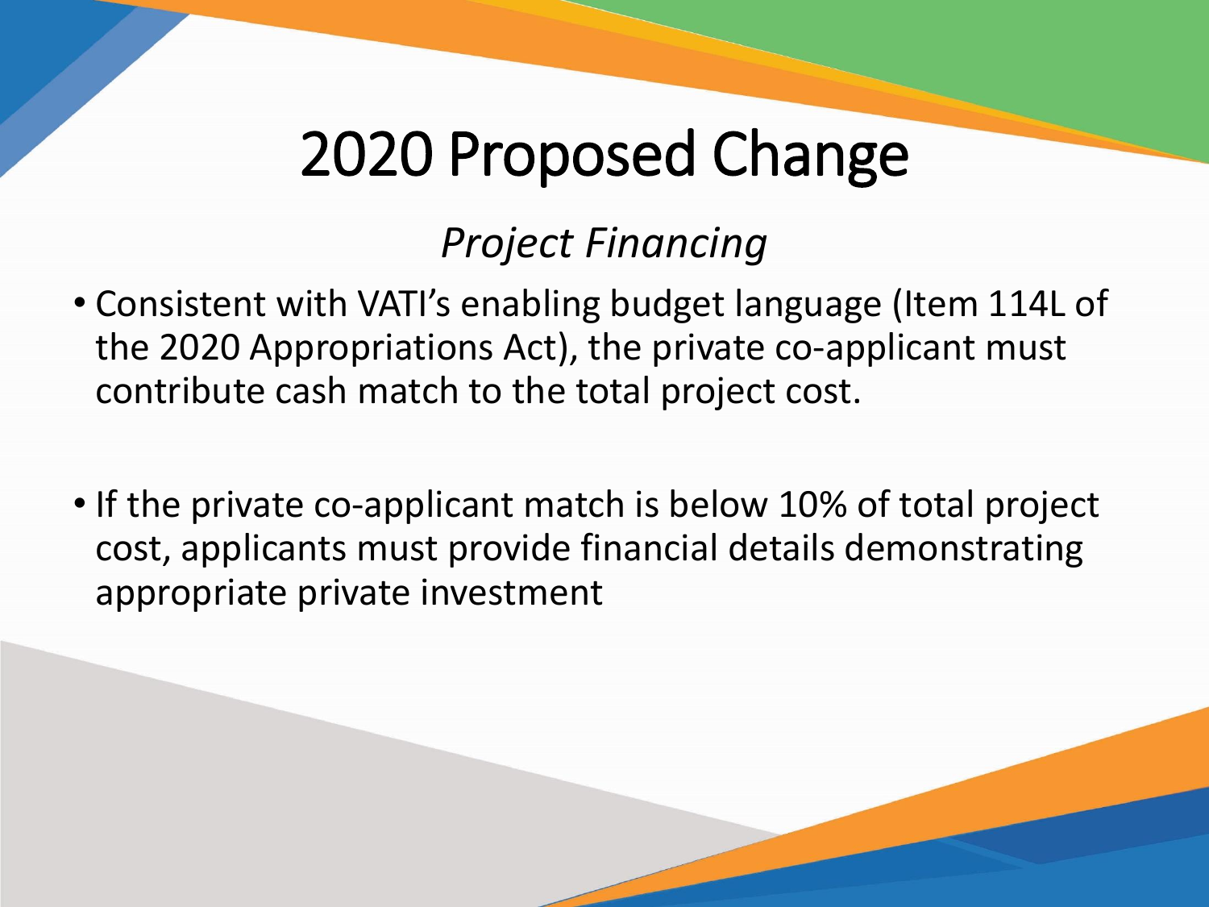# 2020 Proposed Change

## *Project Financing*

- Consistent with VATI's enabling budget language (Item 114L of the 2020 Appropriations Act), the private co-applicant must contribute cash match to the total project cost.

- If the private co-applicant match is below 10% of total project cost, applicants must provide financial details demonstrating appropriate private investment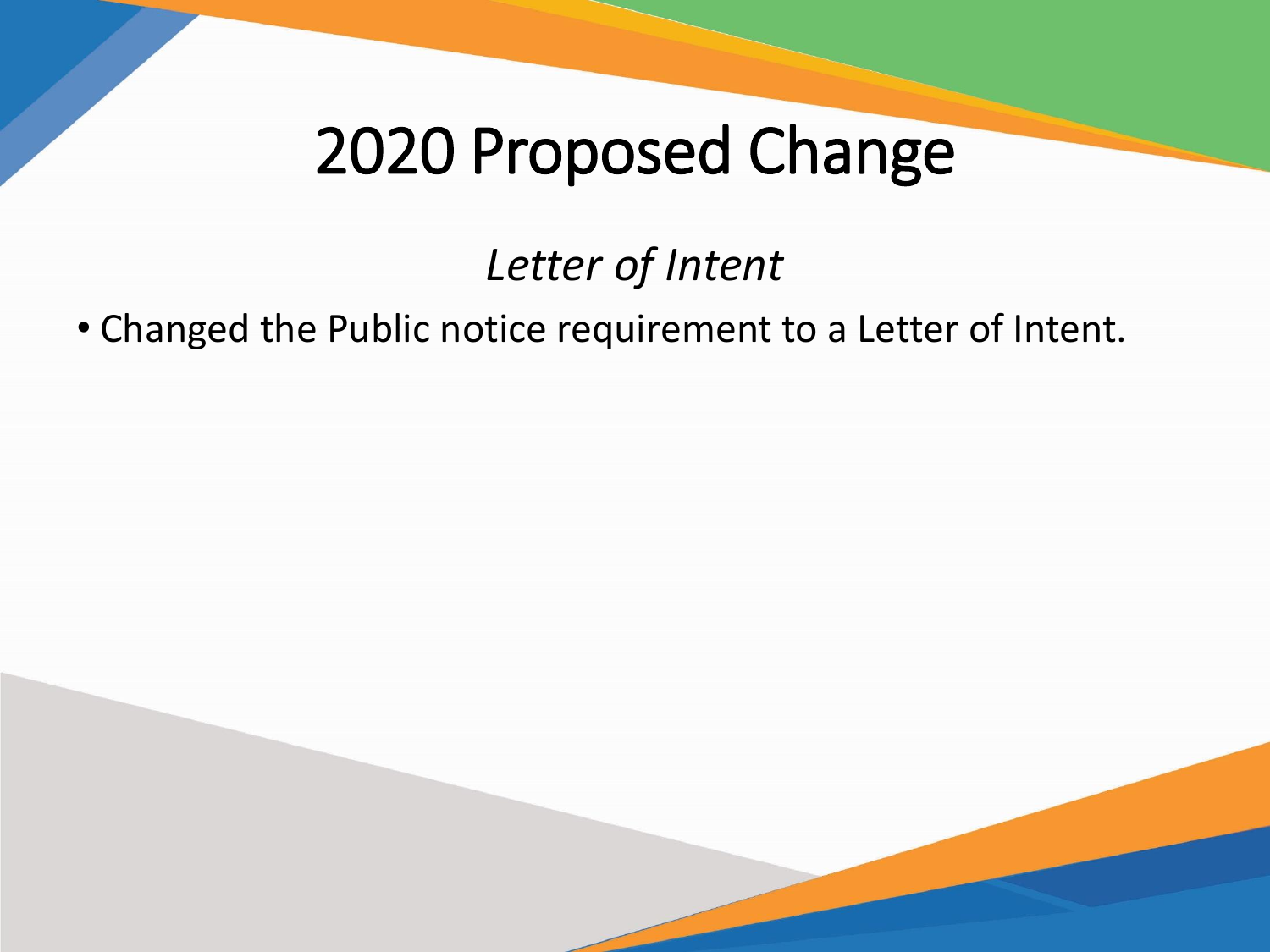# 2020 Proposed Change

*Letter of Intent*

- Changed the Public notice requirement to a Letter of Intent.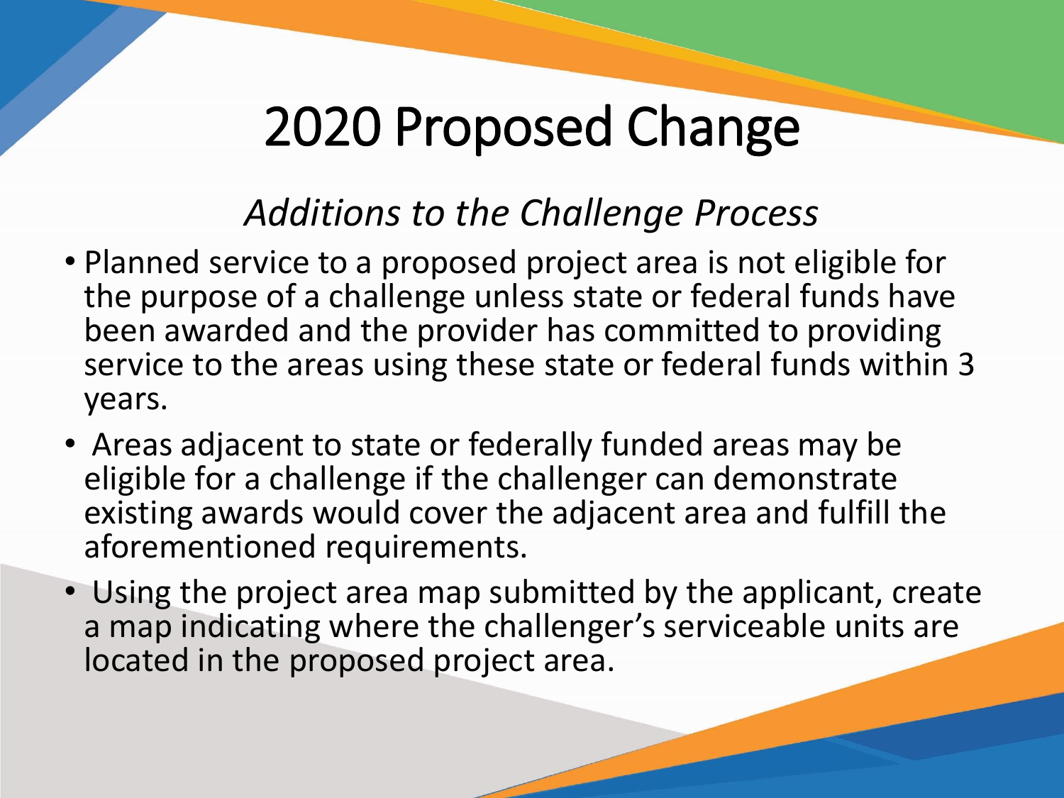# 2020 Proposed Change

*Additions to the Challenge Process*

- Planned service to a proposed project area is not eligible for the purpose of a challenge unless state or federal funds have been awarded and the provider has committed to providing service to the areas using these state or federal funds within 3 years.
- Areas adjacent to state or federally funded areas may be eligible for a challenge if the challenger can demonstrate existing awards would cover the adjacent area and fulfill the aforementioned requirements.
- Using the project area map submitted by the applicant, create a map indicating where the challenger's serviceable units are located in the proposed project area.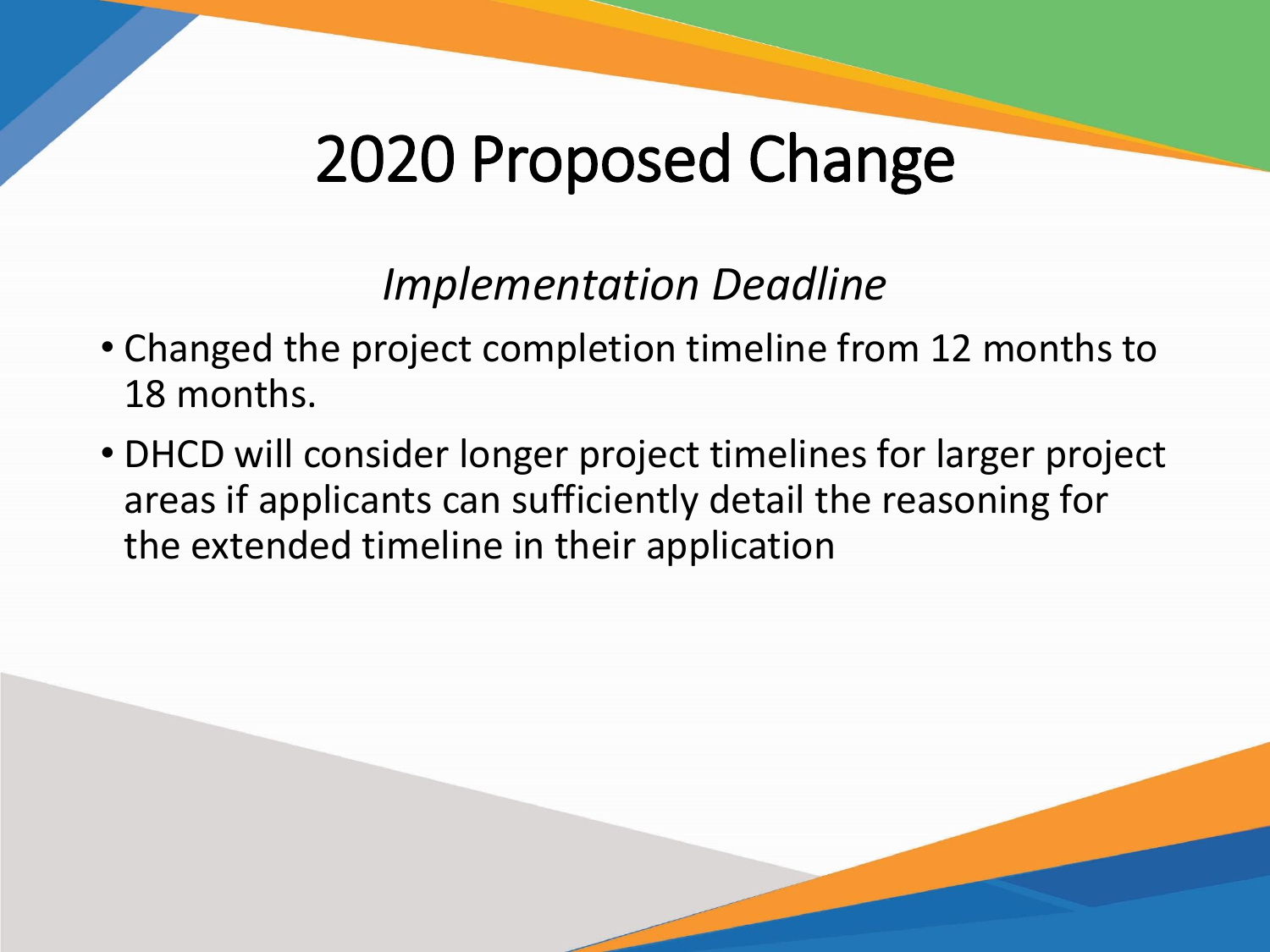# 2020 Proposed Change

*Implementation Deadline*

- Changed the project completion timeline from 12 months to 18 months.
- DHCD will consider longer project timelines for larger project areas if applicants can sufficiently detail the reasoning for the extended timeline in their application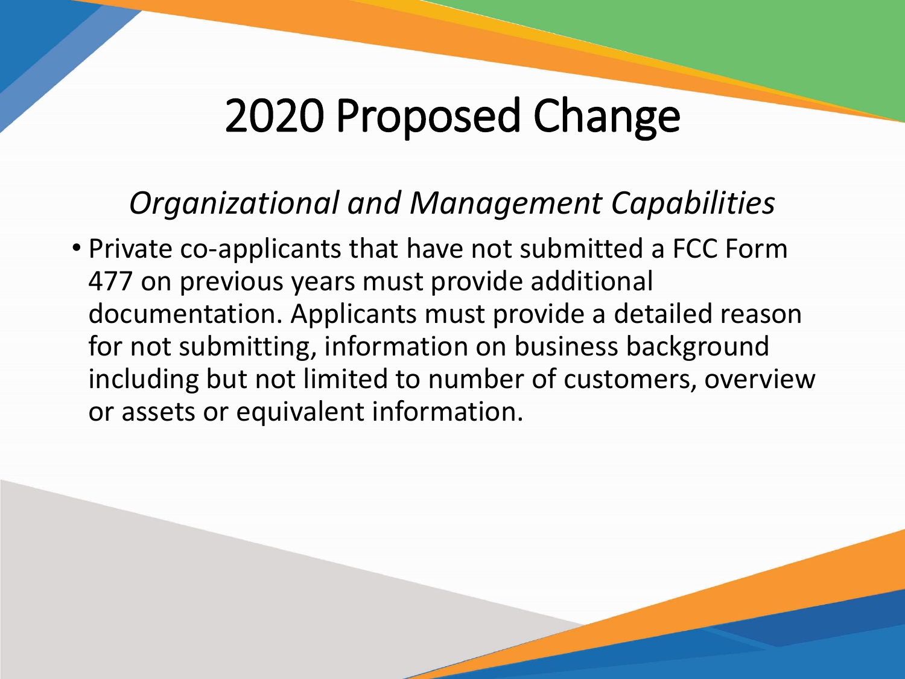# 2020 Proposed Change

*Organizational and Management Capabilities*

- Private co-applicants that have not submitted a FCC Form 477 on previous years must provide additional documentation. Applicants must provide a detailed reason for not submitting, information on business background including but not limited to number of customers, overview or assets or equivalent information.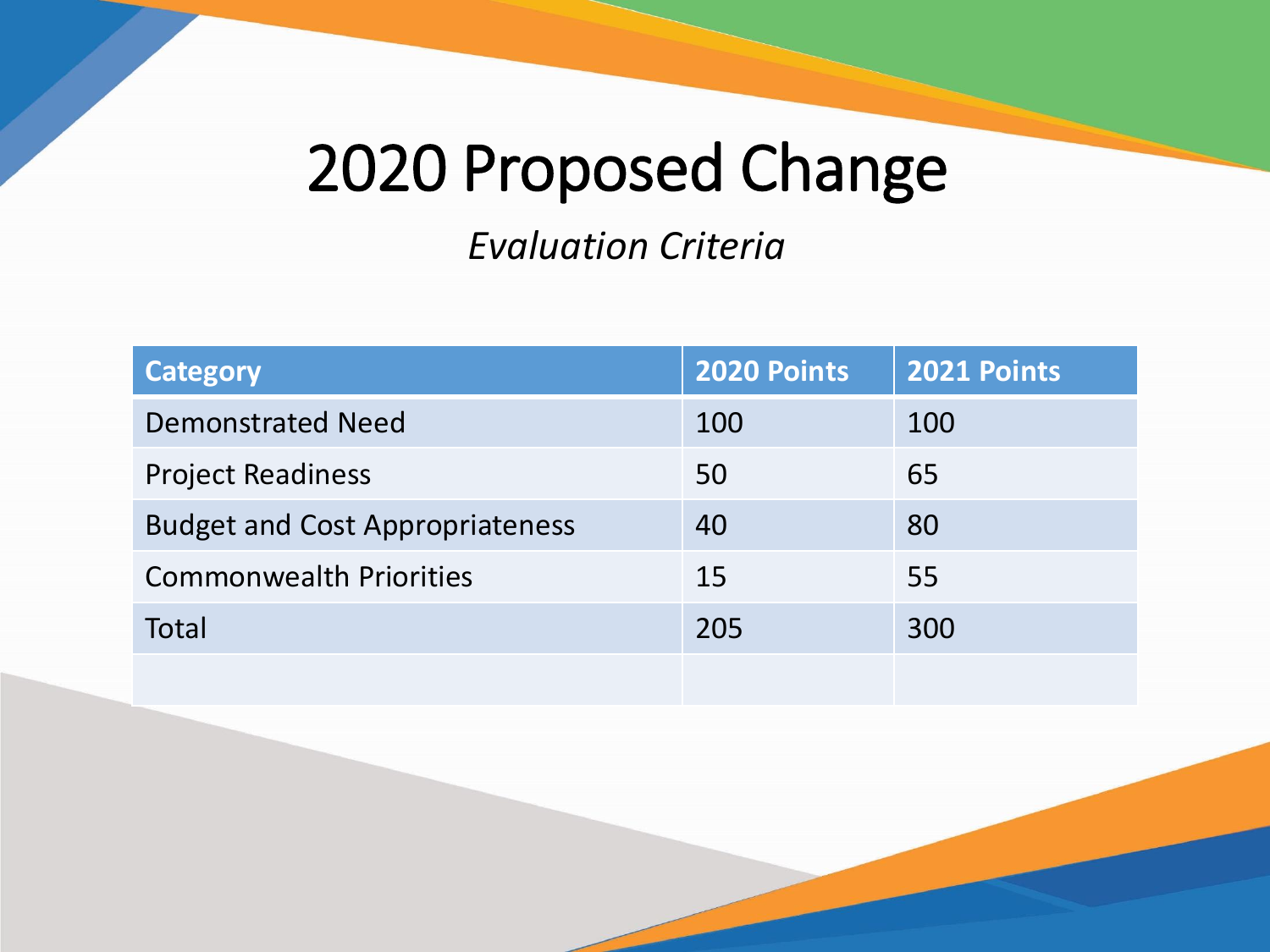# 2020 Proposed Change

*Evaluation Criteria*

| Category | 2020 Points | 2021 Points |
|---|---|---|
| Demonstrated Need | 100 | 100 |
| Project Readiness | 50 | 65 |
| Budget and Cost Appropriateness | 40 | 80 |
| Commonwealth Priorities | 15 | 55 |
| Total | 205 | 300 |
| | | |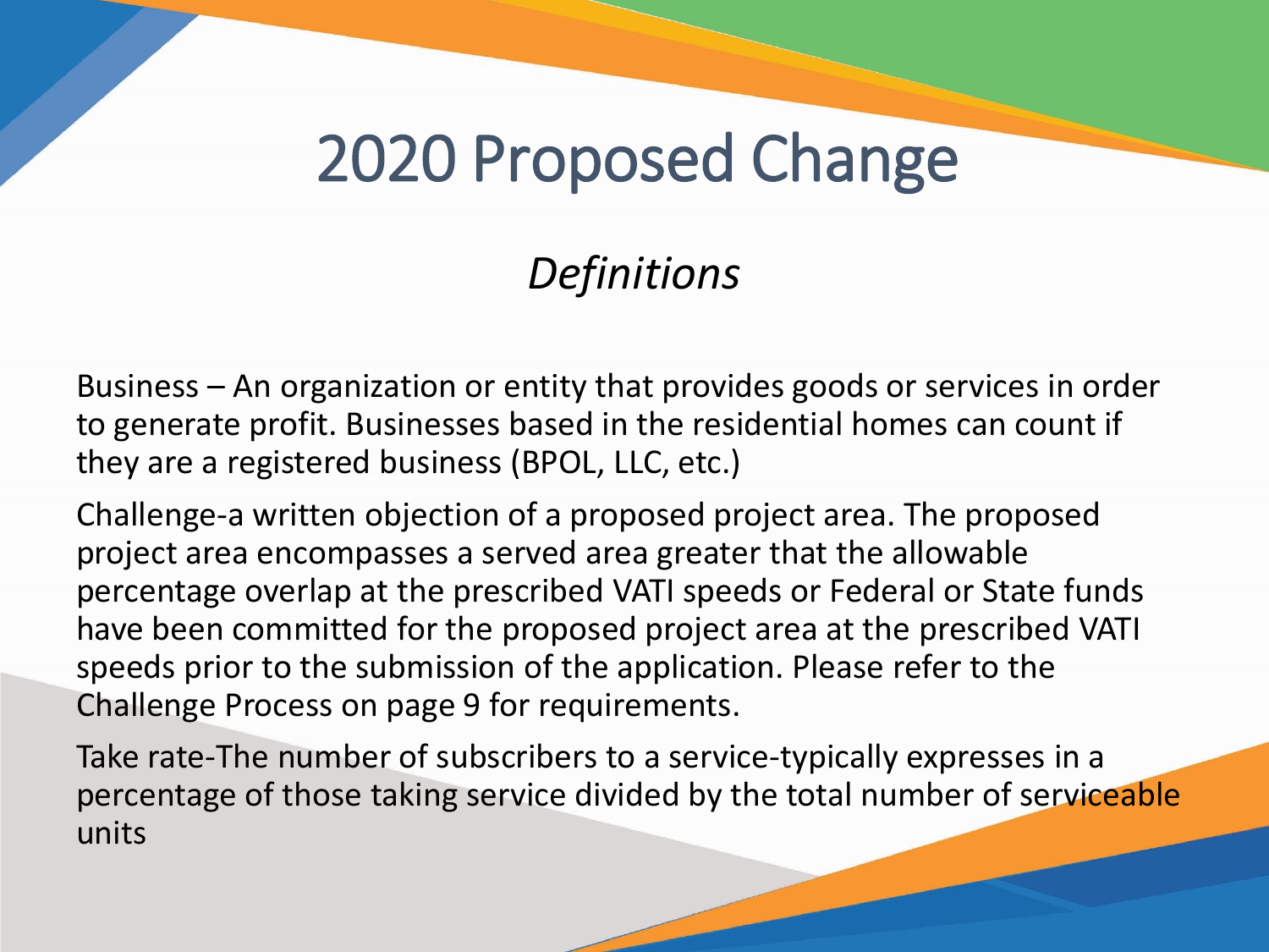# 2020 Proposed Change

## *Definitions*

Business – An organization or entity that provides goods or services in order to generate profit. Businesses based in the residential homes can count if they are a registered business (BPOL, LLC, etc.)

Challenge-a written objection of a proposed project area. The proposed project area encompasses a served area greater that the allowable percentage overlap at the prescribed VATI speeds or Federal or State funds have been committed for the proposed project area at the prescribed VATI speeds prior to the submission of the application. Please refer to the Challenge Process on page 9 for requirements.

Take rate-The number of subscribers to a service-typically expresses in a percentage of those taking service divided by the total number of serviceable units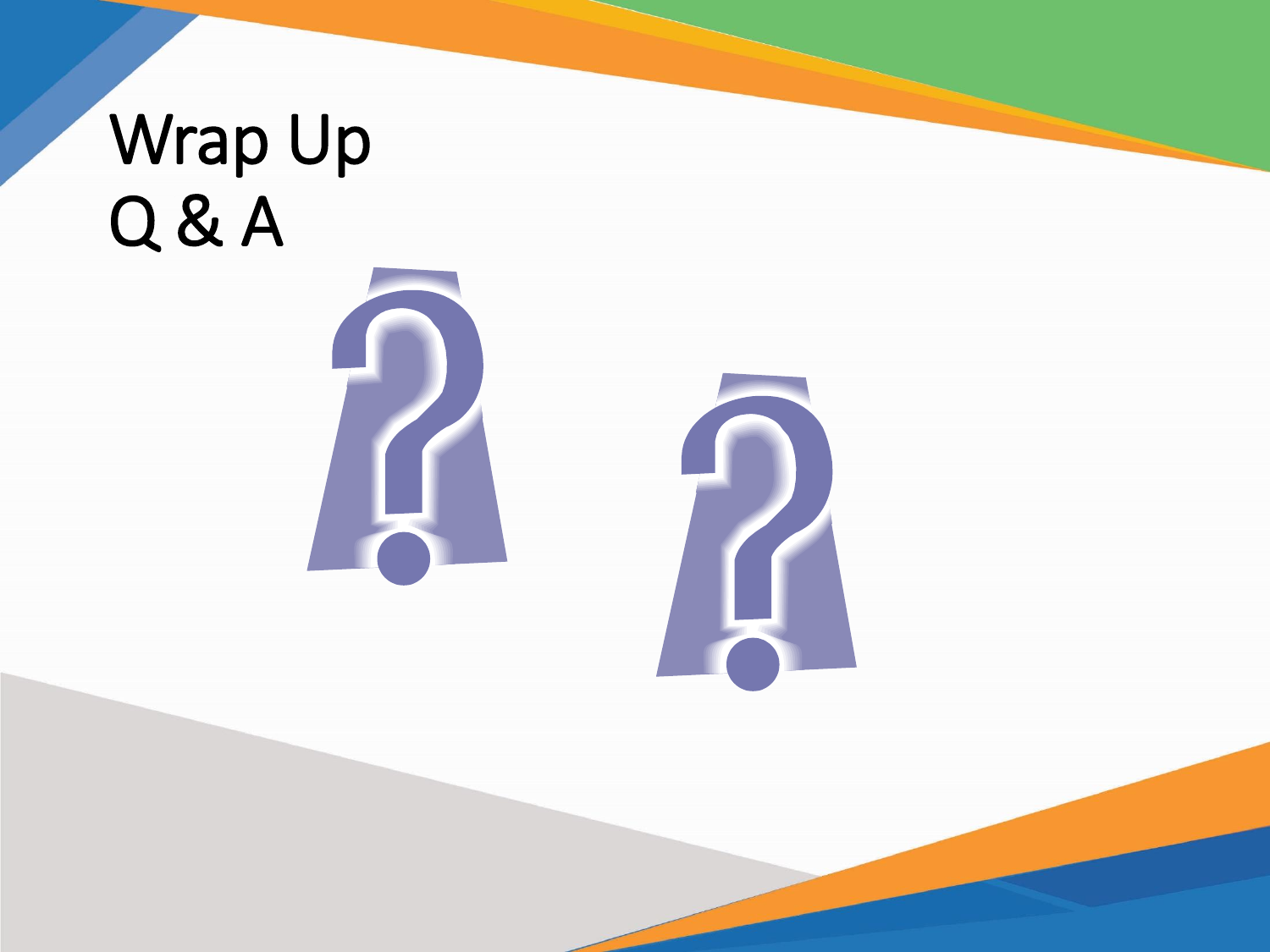# Wrap Up
# Q & A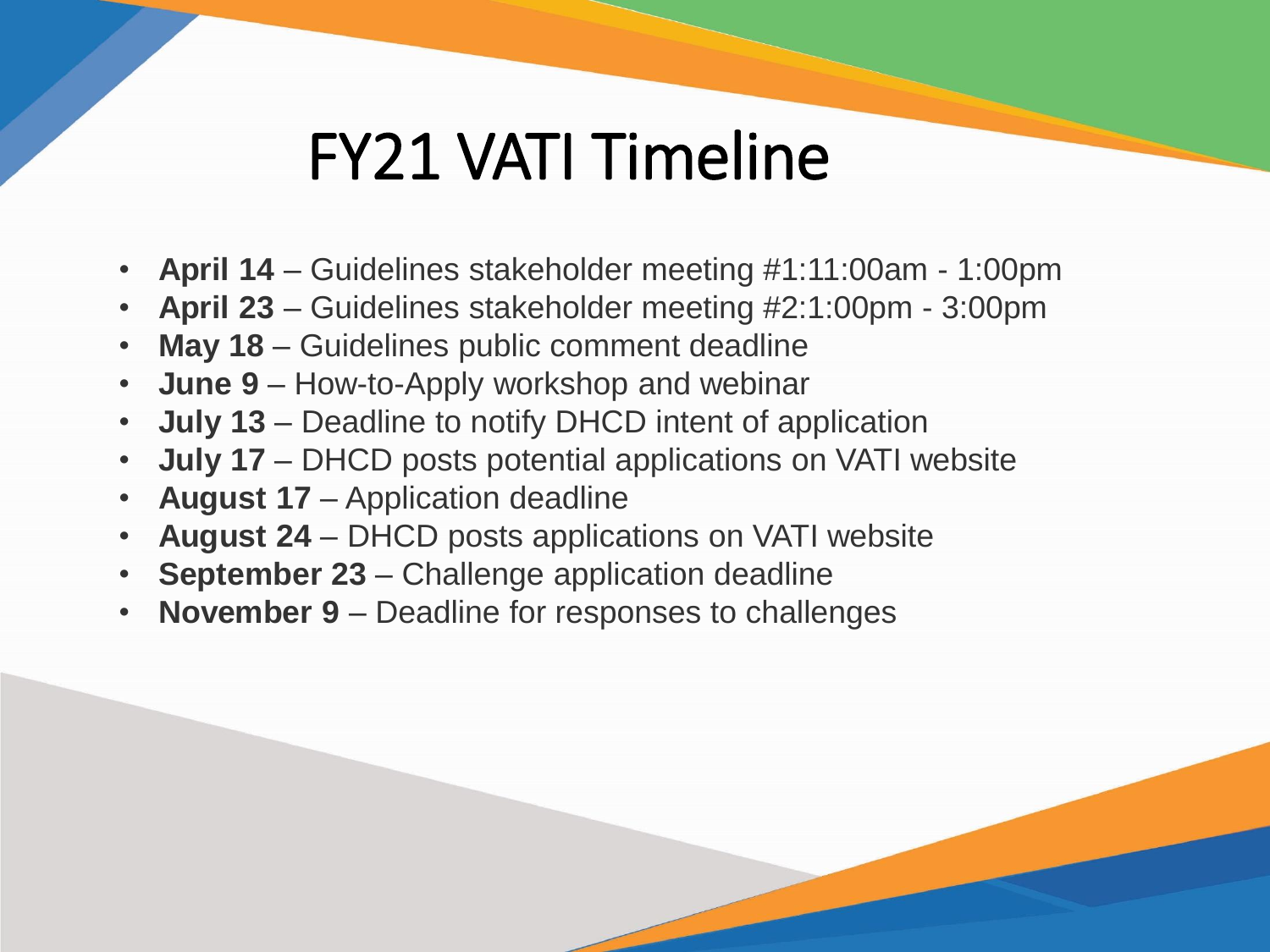# FY21 VATI Timeline

- **April 14** – Guidelines stakeholder meeting #1:11:00am - 1:00pm
- **April 23** – Guidelines stakeholder meeting #2:1:00pm - 3:00pm
- **May 18** – Guidelines public comment deadline
- **June 9** – How-to-Apply workshop and webinar
- **July 13** – Deadline to notify DHCD intent of application
- **July 17** – DHCD posts potential applications on VATI website
- **August 17** – Application deadline
- **August 24** – DHCD posts applications on VATI website
- **September 23** – Challenge application deadline
- **November 9** – Deadline for responses to challenges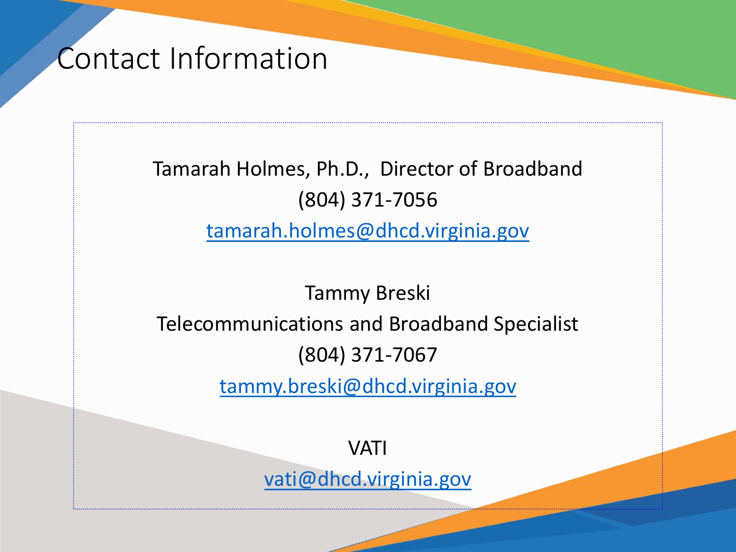# Contact Information

Tamarah Holmes, Ph.D., Director of Broadband
(804) 371-7056
tamarah.holmes@dhcd.virginia.gov

Tammy Breski
Telecommunications and Broadband Specialist
(804) 371-7067
tammy.breski@dhcd.virginia.gov

VATI
vati@dhcd.virginia.gov